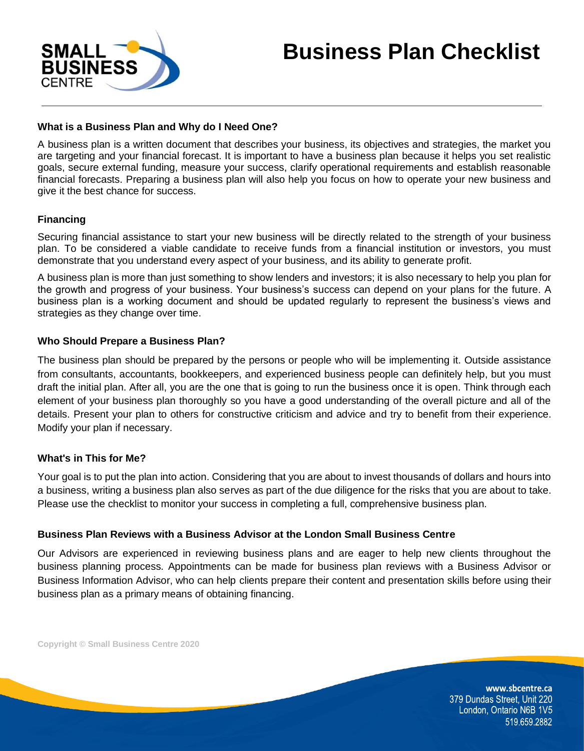# Business Plan Checklist

### What is a Business Plan and Why do I Need One?

A business plan is a written document that describes your business, its objectives and strategies, the market you are targeting and your financial forecast. It is important to have a business plan because it helps you set realistic goals, secure external funding, measure your success, clarify operational requirements and establish reasonable financial forecasts. Preparing a business plan will also help you focus on how to operate your new business and give it the best chance for success.

### Financing

Securing financial assistance to start your new business will be directly related to the strength of your business plan. To be considered a viable candidate to receive funds from a financial institution or investors, you must demonstrate that you understand every aspect of your business, and its ability to generate profit.

A business plan is more than just something to show lenders and investors; it is also necessary to help you plan for the growth and progress of your business. Your business's success can depend on your plans for the future. A business plan is a working document and should be updated regularly to represent the business's views and strategies as they change over time.

### Who Should Prepare a Business Plan?

The business plan should be prepared by the persons or people who will be implementing it. Outside assistance from consultants, accountants, bookkeepers, and experienced business people can definitely help, but you must draft the initial plan. After all, you are the one that is going to run the business once it is open. Think through each element of your business plan thoroughly so you have a good understanding of the overall picture and all of the details. Present your plan to others for constructive criticism and advice and try to benefit from their experience. Modify your plan if necessary.

### What's in This for Me?

Your goal is to put the plan into action. Considering that you are about to invest thousands of dollars and hours into a business, writing a business plan also serves as part of the due diligence for the risks that you are about to take. Please use the checklist to monitor your success in completing a full, comprehensive business plan.

### Business Plan Reviews with a Business Advisor at the London Small Business Centre

Our Advisors are experienced in reviewing business plans and are eager to help new clients throughout the business planning process. Appointments can be made for business plan reviews with a Business Advisor or Business Information Advisor, who can help clients prepare their content and presentation skills before using their business plan as a primary means of obtaining financing.

Copyright © Small Business Centre 2020

www.sbcentre.ca
379 Dundas Street, Unit 220
London, Ontario N6B 1V5
519.659.2882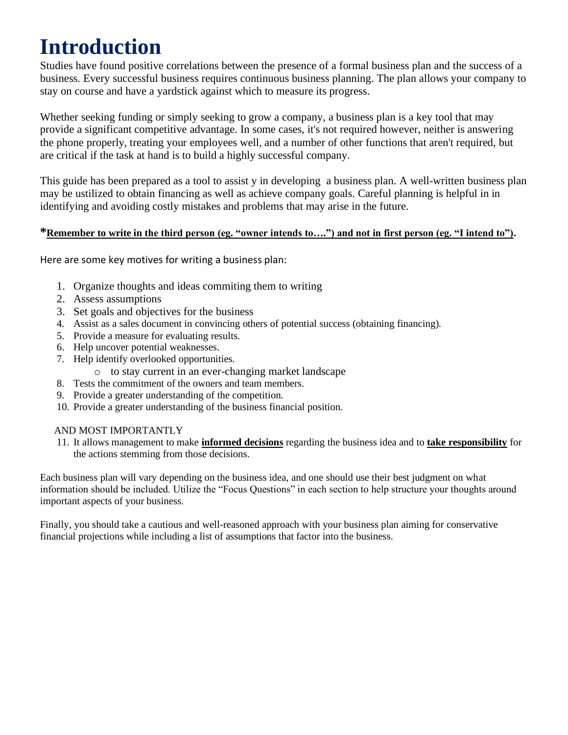# Introduction

Studies have found positive correlations between the presence of a formal business plan and the success of a business. Every successful business requires continuous business planning. The plan allows your company to stay on course and have a yardstick against which to measure its progress.

Whether seeking funding or simply seeking to grow a company, a business plan is a key tool that may provide a significant competitive advantage. In some cases, it's not required however, neither is answering the phone properly, treating your employees well, and a number of other functions that aren't required, but are critical if the task at hand is to build a highly successful company.

This guide has been prepared as a tool to assist y in developing  a business plan. A well-written business plan may be ustilized to obtain financing as well as achieve company goals. Careful planning is helpful in in identifying and avoiding costly mistakes and problems that may arise in the future.

***Remember to write in the third person (eg. "owner intends to….") and not in first person (eg. "I intend to").**

Here are some key motives for writing a business plan:

1. Organize thoughts and ideas commiting them to writing
2. Assess assumptions
3. Set goals and objectives for the business
4. Assist as a sales document in convincing others of potential success (obtaining financing).
5. Provide a measure for evaluating results.
6. Help uncover potential weaknesses.
7. Help identify overlooked opportunities.
   - to stay current in an ever-changing market landscape
8. Tests the commitment of the owners and team members.
9. Provide a greater understanding of the competition.
10. Provide a greater understanding of the business financial position.

AND MOST IMPORTANTLY

11. It allows management to make **informed decisions** regarding the business idea and to **take responsibility** for the actions stemming from those decisions.

Each business plan will vary depending on the business idea, and one should use their best judgment on what information should be included. Utilize the "Focus Questions" in each section to help structure your thoughts around important aspects of your business.

Finally, you should take a cautious and well-reasoned approach with your business plan aiming for conservative financial projections while including a list of assumptions that factor into the business.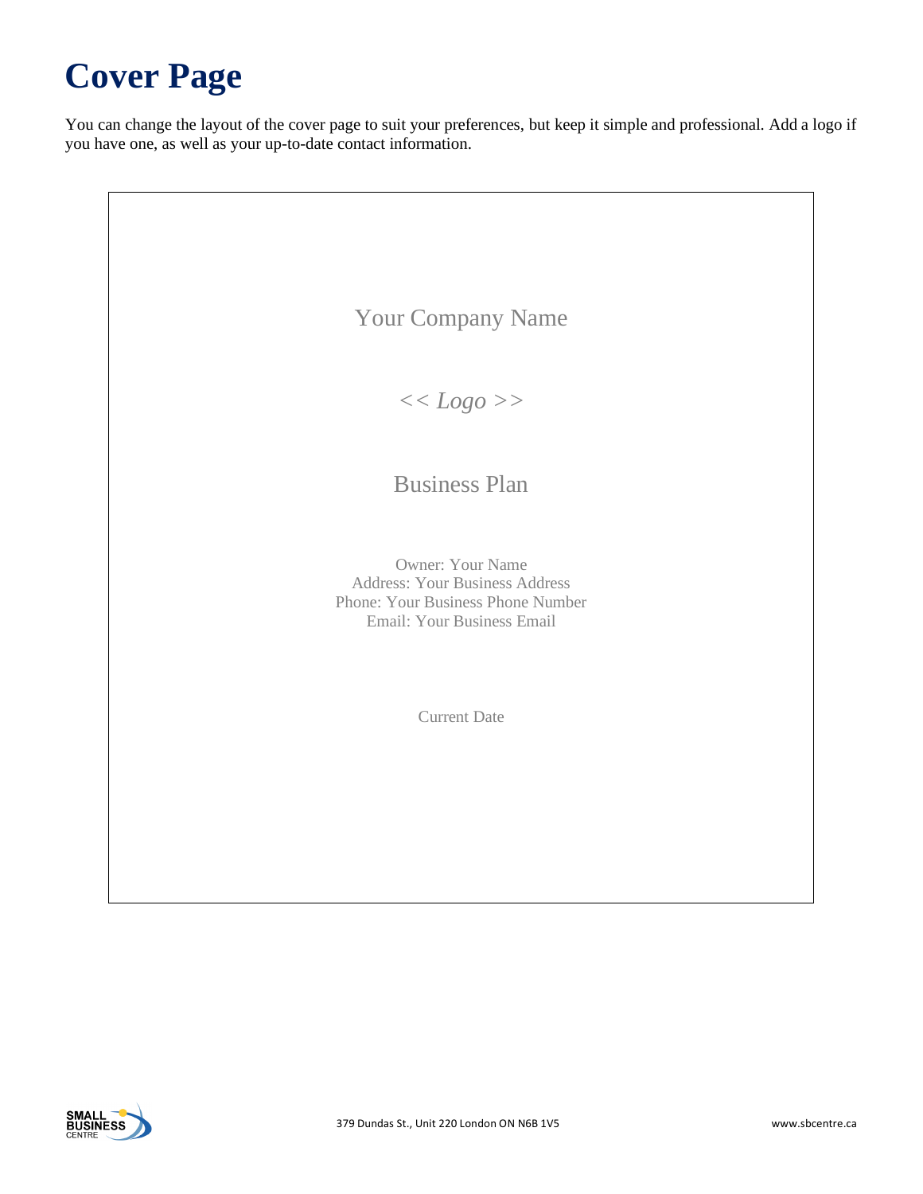# Cover Page

You can change the layout of the cover page to suit your preferences, but keep it simple and professional. Add a logo if you have one, as well as your up-to-date contact information.

Your Company Name

*<< Logo >>*

Business Plan

Owner: Your Name
Address: Your Business Address
Phone: Your Business Phone Number
Email: Your Business Email

Current Date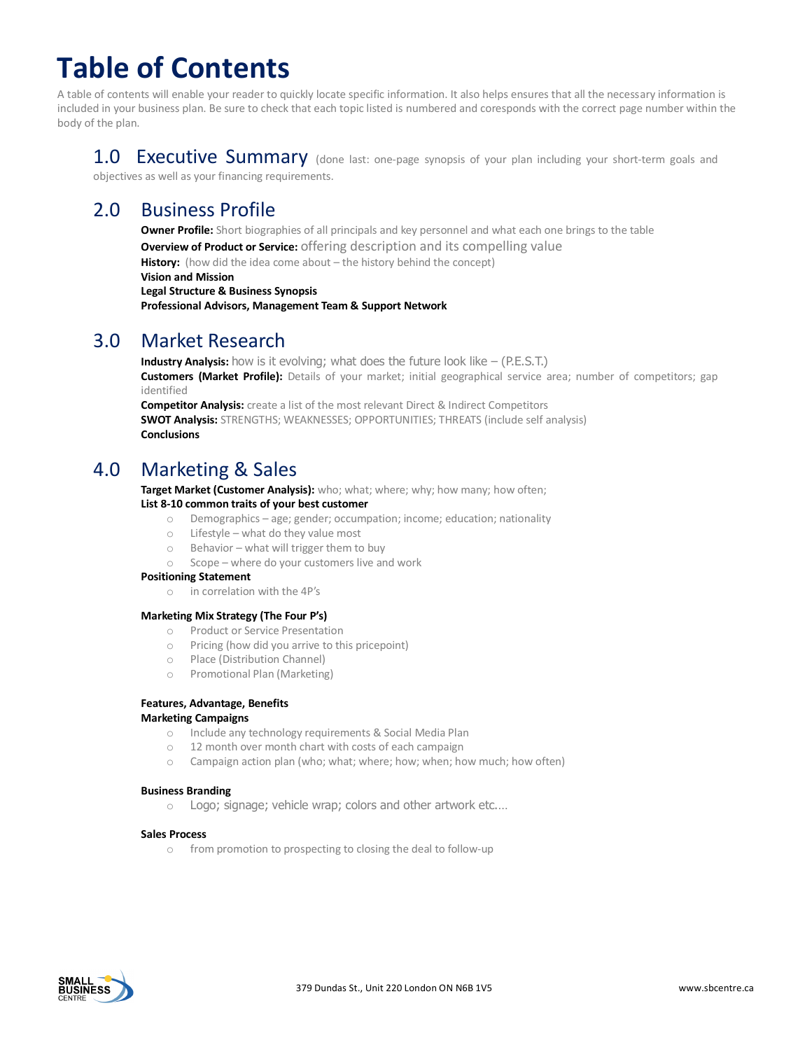# Table of Contents

A table of contents will enable your reader to quickly locate specific information. It also helps ensures that all the necessary information is included in your business plan. Be sure to check that each topic listed is numbered and coresponds with the correct page number within the body of the plan.

## 1.0 Executive Summary

(done last: one-page synopsis of your plan including your short-term goals and objectives as well as your financing requirements.

## 2.0 Business Profile

**Owner Profile:** Short biographies of all principals and key personnel and what each one brings to the table
**Overview of Product or Service:** offering description and its compelling value
**History:** (how did the idea come about – the history behind the concept)
**Vision and Mission**
**Legal Structure & Business Synopsis**
**Professional Advisors, Management Team & Support Network**

## 3.0 Market Research

**Industry Analysis:** how is it evolving; what does the future look like – (P.E.S.T.)
**Customers (Market Profile):** Details of your market; initial geographical service area; number of competitors; gap identified
**Competitor Analysis:** create a list of the most relevant Direct & Indirect Competitors
**SWOT Analysis:** STRENGTHS; WEAKNESSES; OPPORTUNITIES; THREATS (include self analysis)
**Conclusions**

## 4.0 Marketing & Sales

**Target Market (Customer Analysis):** who; what; where; why; how many; how often;
**List 8-10 common traits of your best customer**

- Demographics – age; gender; occupation; income; education; nationality
- Lifestyle – what do they value most
- Behavior – what will trigger them to buy
- Scope – where do your customers live and work

**Positioning Statement**

- in correlation with the 4P's

**Marketing Mix Strategy (The Four P's)**

- Product or Service Presentation
- Pricing (how did you arrive to this pricepoint)
- Place (Distribution Channel)
- Promotional Plan (Marketing)

**Features, Advantage, Benefits**
**Marketing Campaigns**

- Include any technology requirements & Social Media Plan
- 12 month over month chart with costs of each campaign
- Campaign action plan (who; what; where; how; when; how much; how often)

**Business Branding**

- Logo; signage; vehicle wrap; colors and other artwork etc....

**Sales Process**

- from promotion to prospecting to closing the deal to follow-up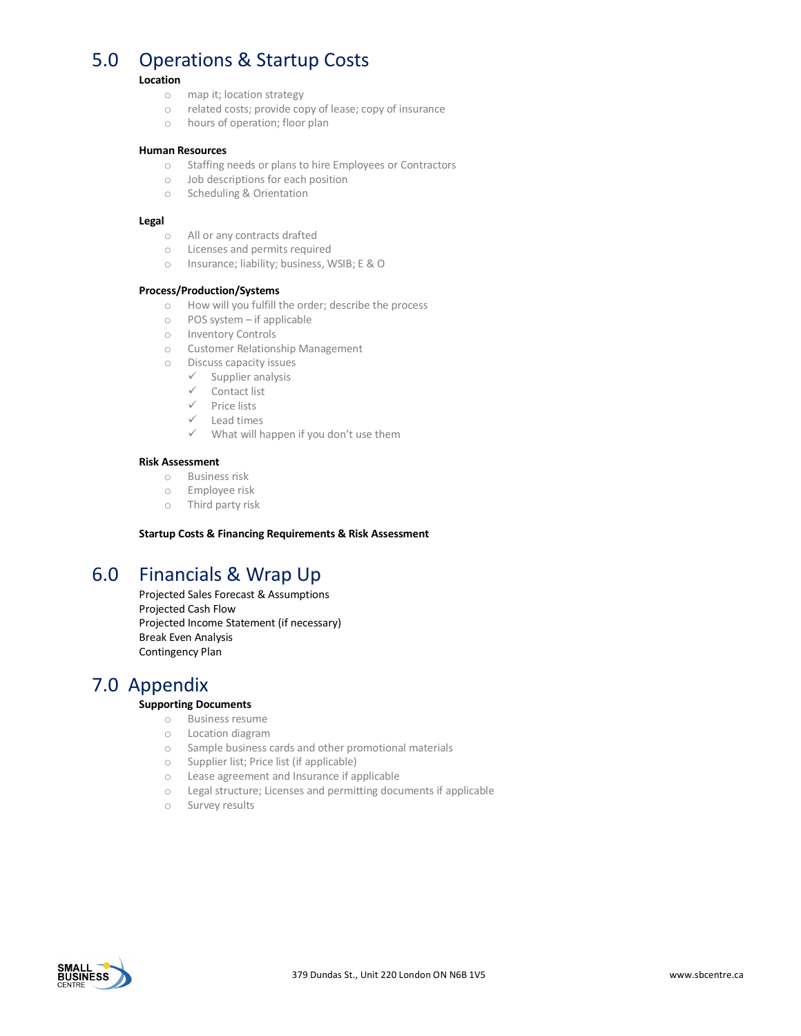## 5.0 Operations & Startup Costs

**Location**

- map it; location strategy
- related costs; provide copy of lease; copy of insurance
- hours of operation; floor plan

**Human Resources**

- Staffing needs or plans to hire Employees or Contractors
- Job descriptions for each position
- Scheduling & Orientation

**Legal**

- All or any contracts drafted
- Licenses and permits required
- Insurance; liability; business, WSIB; E & O

**Process/Production/Systems**

- How will you fulfill the order; describe the process
- POS system – if applicable
- Inventory Controls
- Customer Relationship Management
- Discuss capacity issues
  - ✓ Supplier analysis
  - ✓ Contact list
  - ✓ Price lists
  - ✓ Lead times
  - ✓ What will happen if you don't use them

**Risk Assessment**

- Business risk
- Employee risk
- Third party risk

**Startup Costs & Financing Requirements & Risk Assessment**

## 6.0 Financials & Wrap Up

Projected Sales Forecast & Assumptions
Projected Cash Flow
Projected Income Statement (if necessary)
Break Even Analysis
Contingency Plan

## 7.0 Appendix

**Supporting Documents**

- Business resume
- Location diagram
- Sample business cards and other promotional materials
- Supplier list; Price list (if applicable)
- Lease agreement and Insurance if applicable
- Legal structure; Licenses and permitting documents if applicable
- Survey results